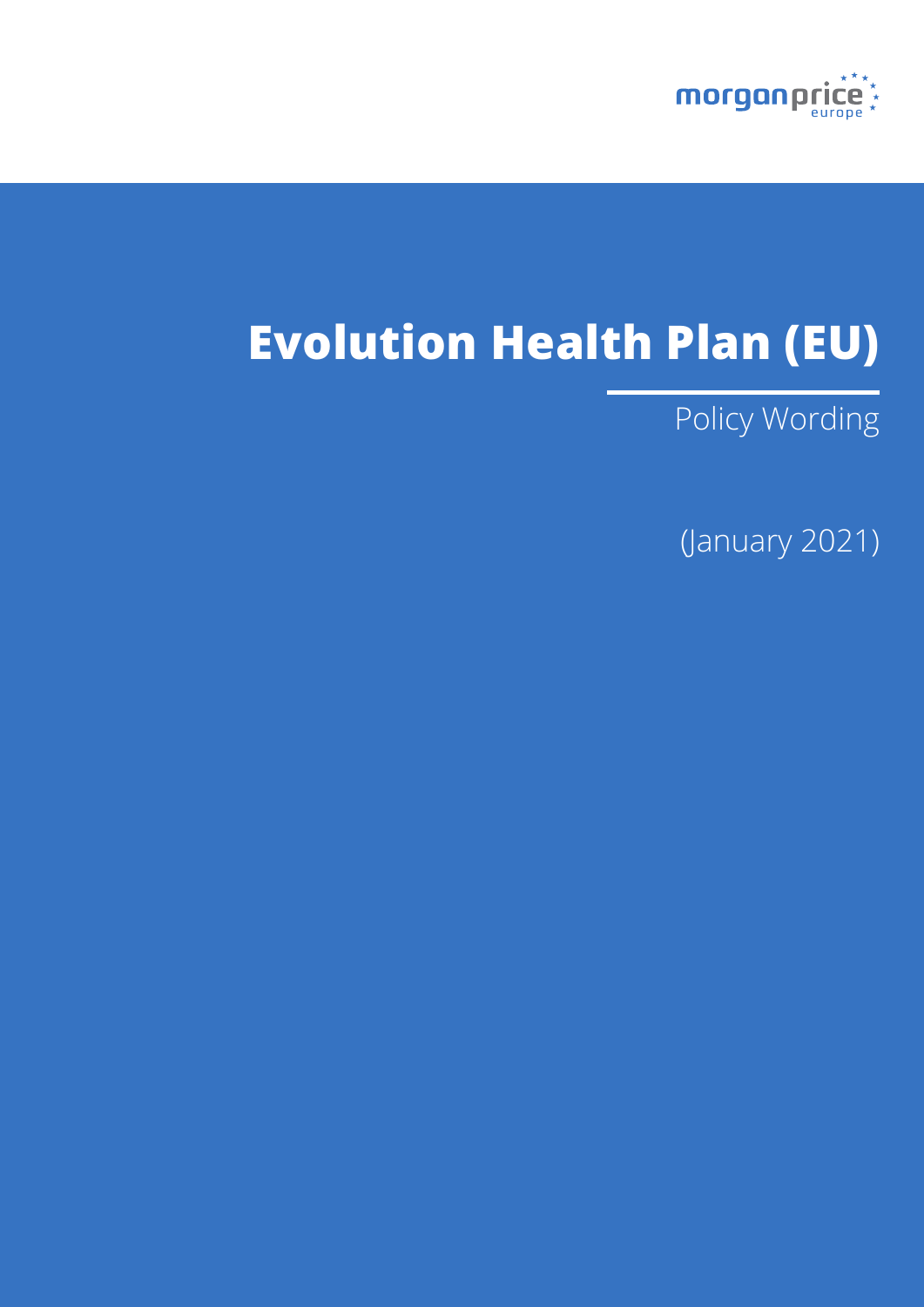morganprice europe

# Evolution Health Plan (EU)

Policy Wording

(January 2021)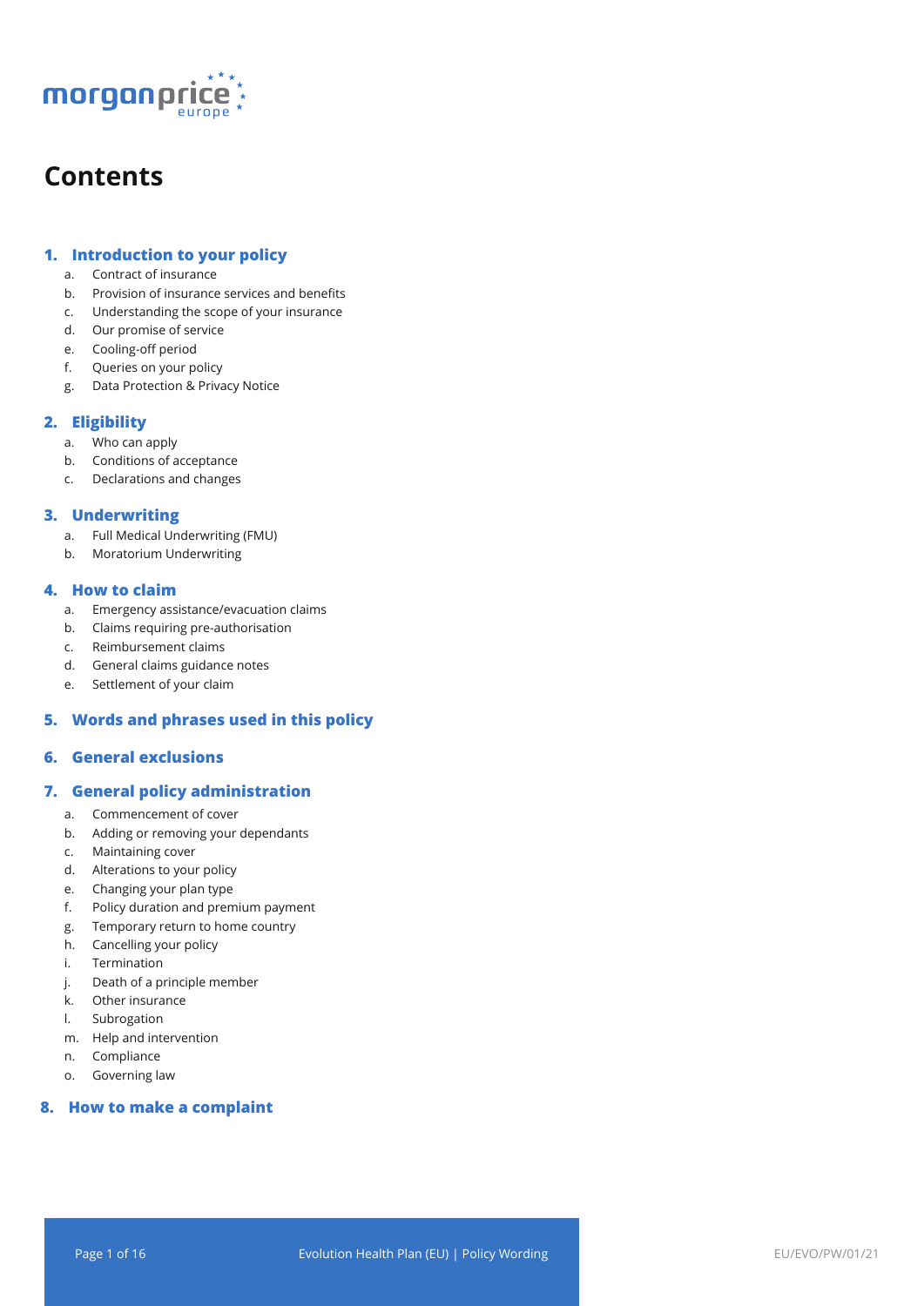# Contents

## 1. Introduction to your policy

a. Contract of insurance
b. Provision of insurance services and benefits
c. Understanding the scope of your insurance
d. Our promise of service
e. Cooling-off period
f. Queries on your policy
g. Data Protection & Privacy Notice

## 2. Eligibility

a. Who can apply
b. Conditions of acceptance
c. Declarations and changes

## 3. Underwriting

a. Full Medical Underwriting (FMU)
b. Moratorium Underwriting

## 4. How to claim

a. Emergency assistance/evacuation claims
b. Claims requiring pre-authorisation
c. Reimbursement claims
d. General claims guidance notes
e. Settlement of your claim

## 5. Words and phrases used in this policy

## 6. General exclusions

## 7. General policy administration

a. Commencement of cover
b. Adding or removing your dependants
c. Maintaining cover
d. Alterations to your policy
e. Changing your plan type
f. Policy duration and premium payment
g. Temporary return to home country
h. Cancelling your policy
i. Termination
j. Death of a principle member
k. Other insurance
l. Subrogation
m. Help and intervention
n. Compliance
o. Governing law

## 8. How to make a complaint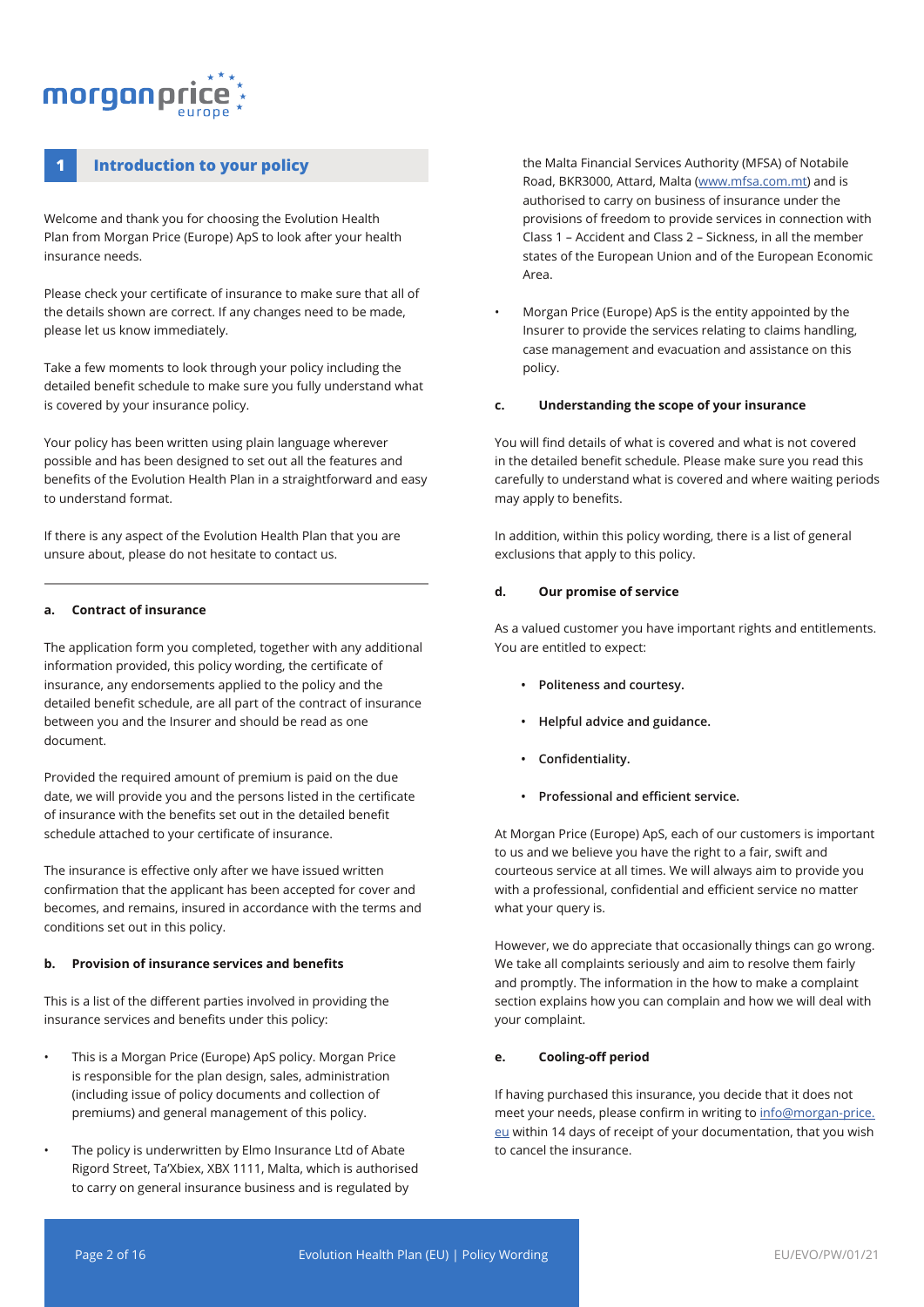## 1 Introduction to your policy

Welcome and thank you for choosing the Evolution Health Plan from Morgan Price (Europe) ApS to look after your health insurance needs.

Please check your certificate of insurance to make sure that all of the details shown are correct. If any changes need to be made, please let us know immediately.

Take a few moments to look through your policy including the detailed benefit schedule to make sure you fully understand what is covered by your insurance policy.

Your policy has been written using plain language wherever possible and has been designed to set out all the features and benefits of the Evolution Health Plan in a straightforward and easy to understand format.

If there is any aspect of the Evolution Health Plan that you are unsure about, please do not hesitate to contact us.

---

#### a. Contract of insurance

The application form you completed, together with any additional information provided, this policy wording, the certificate of insurance, any endorsements applied to the policy and the detailed benefit schedule, are all part of the contract of insurance between you and the Insurer and should be read as one document.

Provided the required amount of premium is paid on the due date, we will provide you and the persons listed in the certificate of insurance with the benefits set out in the detailed benefit schedule attached to your certificate of insurance.

The insurance is effective only after we have issued written confirmation that the applicant has been accepted for cover and becomes, and remains, insured in accordance with the terms and conditions set out in this policy.

#### b. Provision of insurance services and benefits

This is a list of the different parties involved in providing the insurance services and benefits under this policy:

- This is a Morgan Price (Europe) ApS policy. Morgan Price is responsible for the plan design, sales, administration (including issue of policy documents and collection of premiums) and general management of this policy.
- The policy is underwritten by Elmo Insurance Ltd of Abate Rigord Street, Ta'Xbiex, XBX 1111, Malta, which is authorised to carry on general insurance business and is regulated by the Malta Financial Services Authority (MFSA) of Notabile Road, BKR3000, Attard, Malta (www.mfsa.com.mt) and is authorised to carry on business of insurance under the provisions of freedom to provide services in connection with Class 1 – Accident and Class 2 – Sickness, in all the member states of the European Union and of the European Economic Area.
- Morgan Price (Europe) ApS is the entity appointed by the Insurer to provide the services relating to claims handling, case management and evacuation and assistance on this policy.

#### c. Understanding the scope of your insurance

You will find details of what is covered and what is not covered in the detailed benefit schedule. Please make sure you read this carefully to understand what is covered and where waiting periods may apply to benefits.

In addition, within this policy wording, there is a list of general exclusions that apply to this policy.

#### d. Our promise of service

As a valued customer you have important rights and entitlements. You are entitled to expect:

- **Politeness and courtesy.**
- **Helpful advice and guidance.**
- **Confidentiality.**
- **Professional and efficient service.**

At Morgan Price (Europe) ApS, each of our customers is important to us and we believe you have the right to a fair, swift and courteous service at all times. We will always aim to provide you with a professional, confidential and efficient service no matter what your query is.

However, we do appreciate that occasionally things can go wrong. We take all complaints seriously and aim to resolve them fairly and promptly. The information in the how to make a complaint section explains how you can complain and how we will deal with your complaint.

#### e. Cooling-off period

If having purchased this insurance, you decide that it does not meet your needs, please confirm in writing to info@morgan-price.eu within 14 days of receipt of your documentation, that you wish to cancel the insurance.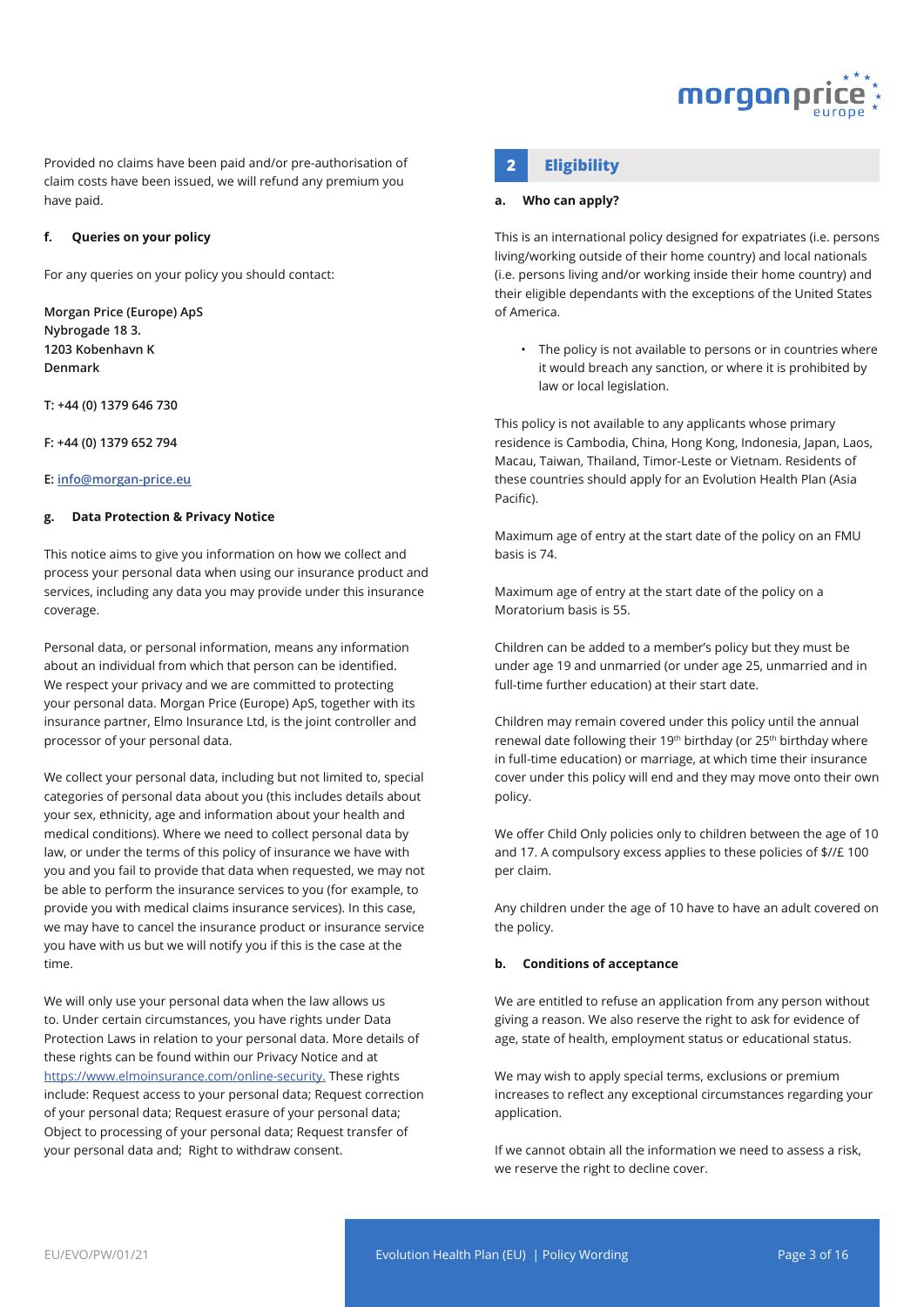Provided no claims have been paid and/or pre-authorisation of claim costs have been issued, we will refund any premium you have paid.

#### f. Queries on your policy

For any queries on your policy you should contact:

**Morgan Price (Europe) ApS**
**Nybrogade 18 3.**
**1203 Kobenhavn K**
**Denmark**

**T: +44 (0) 1379 646 730**

**F: +44 (0) 1379 652 794**

**E: [info@morgan-price.eu](mailto:info@morgan-price.eu)**

#### g. Data Protection & Privacy Notice

This notice aims to give you information on how we collect and process your personal data when using our insurance product and services, including any data you may provide under this insurance coverage.

Personal data, or personal information, means any information about an individual from which that person can be identified. We respect your privacy and we are committed to protecting your personal data. Morgan Price (Europe) ApS, together with its insurance partner, Elmo Insurance Ltd, is the joint controller and processor of your personal data.

We collect your personal data, including but not limited to, special categories of personal data about you (this includes details about your sex, ethnicity, age and information about your health and medical conditions). Where we need to collect personal data by law, or under the terms of this policy of insurance we have with you and you fail to provide that data when requested, we may not be able to perform the insurance services to you (for example, to provide you with medical claims insurance services). In this case, we may have to cancel the insurance product or insurance service you have with us but we will notify you if this is the case at the time.

We will only use your personal data when the law allows us to. Under certain circumstances, you have rights under Data Protection Laws in relation to your personal data. More details of these rights can be found within our Privacy Notice and at [https://www.elmoinsurance.com/online-security.](https://www.elmoinsurance.com/online-security) These rights include: Request access to your personal data; Request correction of your personal data; Request erasure of your personal data; Object to processing of your personal data; Request transfer of your personal data and; Right to withdraw consent.

## 2 Eligibility

#### a. Who can apply?

This is an international policy designed for expatriates (i.e. persons living/working outside of their home country) and local nationals (i.e. persons living and/or working inside their home country) and their eligible dependants with the exceptions of the United States of America.

- The policy is not available to persons or in countries where it would breach any sanction, or where it is prohibited by law or local legislation.

This policy is not available to any applicants whose primary residence is Cambodia, China, Hong Kong, Indonesia, Japan, Laos, Macau, Taiwan, Thailand, Timor-Leste or Vietnam. Residents of these countries should apply for an Evolution Health Plan (Asia Pacific).

Maximum age of entry at the start date of the policy on an FMU basis is 74.

Maximum age of entry at the start date of the policy on a Moratorium basis is 55.

Children can be added to a member's policy but they must be under age 19 and unmarried (or under age 25, unmarried and in full-time further education) at their start date.

Children may remain covered under this policy until the annual renewal date following their 19th birthday (or 25th birthday where in full-time education) or marriage, at which time their insurance cover under this policy will end and they may move onto their own policy.

We offer Child Only policies only to children between the age of 10 and 17. A compulsory excess applies to these policies of $//£ 100 per claim.

Any children under the age of 10 have to have an adult covered on the policy.

#### b. Conditions of acceptance

We are entitled to refuse an application from any person without giving a reason. We also reserve the right to ask for evidence of age, state of health, employment status or educational status.

We may wish to apply special terms, exclusions or premium increases to reflect any exceptional circumstances regarding your application.

If we cannot obtain all the information we need to assess a risk, we reserve the right to decline cover.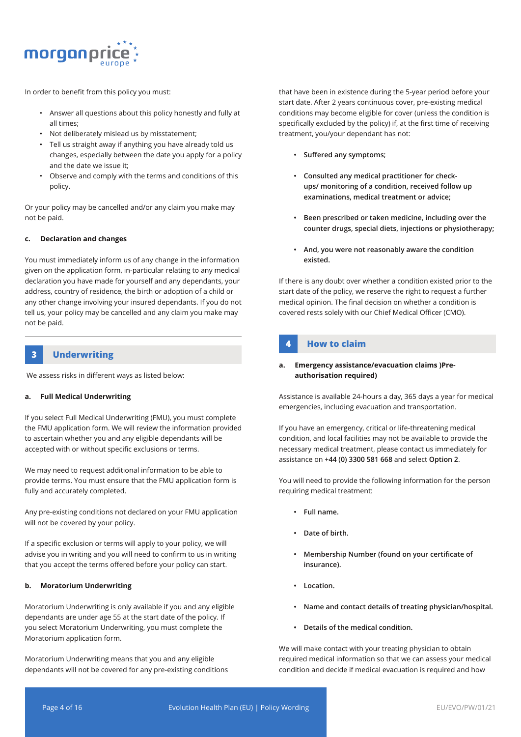In order to benefit from this policy you must:

- Answer all questions about this policy honestly and fully at all times;
- Not deliberately mislead us by misstatement;
- Tell us straight away if anything you have already told us changes, especially between the date you apply for a policy and the date we issue it;
- Observe and comply with the terms and conditions of this policy.

Or your policy may be cancelled and/or any claim you make may not be paid.

### c. Declaration and changes

You must immediately inform us of any change in the information given on the application form, in-particular relating to any medical declaration you have made for yourself and any dependants, your address, country of residence, the birth or adoption of a child or any other change involving your insured dependants. If you do not tell us, your policy may be cancelled and any claim you make may not be paid.

## 3 Underwriting

We assess risks in different ways as listed below:

### a. Full Medical Underwriting

If you select Full Medical Underwriting (FMU), you must complete the FMU application form. We will review the information provided to ascertain whether you and any eligible dependants will be accepted with or without specific exclusions or terms.

We may need to request additional information to be able to provide terms. You must ensure that the FMU application form is fully and accurately completed.

Any pre-existing conditions not declared on your FMU application will not be covered by your policy.

If a specific exclusion or terms will apply to your policy, we will advise you in writing and you will need to confirm to us in writing that you accept the terms offered before your policy can start.

### b. Moratorium Underwriting

Moratorium Underwriting is only available if you and any eligible dependants are under age 55 at the start date of the policy. If you select Moratorium Underwriting, you must complete the Moratorium application form.

Moratorium Underwriting means that you and any eligible dependants will not be covered for any pre-existing conditions that have been in existence during the 5-year period before your start date. After 2 years continuous cover, pre-existing medical conditions may become eligible for cover (unless the condition is specifically excluded by the policy) if, at the first time of receiving treatment, you/your dependant has not:

- **Suffered any symptoms;**
- **Consulted any medical practitioner for check-ups/ monitoring of a condition, received follow up examinations, medical treatment or advice;**
- **Been prescribed or taken medicine, including over the counter drugs, special diets, injections or physiotherapy;**
- **And, you were not reasonably aware the condition existed.**

If there is any doubt over whether a condition existed prior to the start date of the policy, we reserve the right to request a further medical opinion. The final decision on whether a condition is covered rests solely with our Chief Medical Officer (CMO).

## 4 How to claim

### a. Emergency assistance/evacuation claims )Pre-authorisation required)

Assistance is available 24-hours a day, 365 days a year for medical emergencies, including evacuation and transportation.

If you have an emergency, critical or life-threatening medical condition, and local facilities may not be available to provide the necessary medical treatment, please contact us immediately for assistance on **+44 (0) 3300 581 668** and select **Option 2**.

You will need to provide the following information for the person requiring medical treatment:

- **Full name.**
- **Date of birth.**
- **Membership Number (found on your certificate of insurance).**
- **Location.**
- **Name and contact details of treating physician/hospital.**
- **Details of the medical condition.**

We will make contact with your treating physician to obtain required medical information so that we can assess your medical condition and decide if medical evacuation is required and how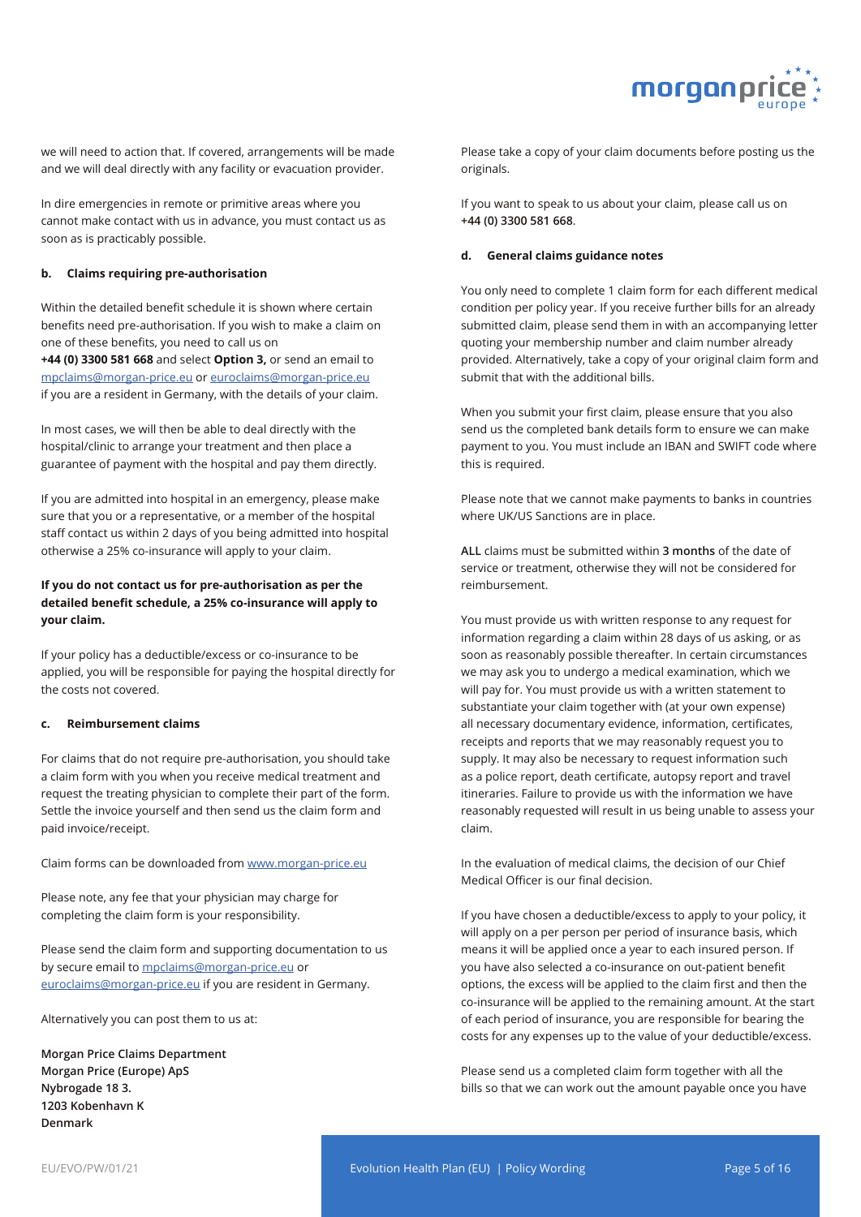we will need to action that. If covered, arrangements will be made and we will deal directly with any facility or evacuation provider.

In dire emergencies in remote or primitive areas where you cannot make contact with us in advance, you must contact us as soon as is practicably possible.

**b. Claims requiring pre-authorisation**

Within the detailed benefit schedule it is shown where certain benefits need pre-authorisation. If you wish to make a claim on one of these benefits, you need to call us on **+44 (0) 3300 581 668** and select **Option 3,** or send an email to mpclaims@morgan-price.eu or euroclaims@morgan-price.eu if you are a resident in Germany, with the details of your claim.

In most cases, we will then be able to deal directly with the hospital/clinic to arrange your treatment and then place a guarantee of payment with the hospital and pay them directly.

If you are admitted into hospital in an emergency, please make sure that you or a representative, or a member of the hospital staff contact us within 2 days of you being admitted into hospital otherwise a 25% co-insurance will apply to your claim.

**If you do not contact us for pre-authorisation as per the detailed benefit schedule, a 25% co-insurance will apply to your claim.**

If your policy has a deductible/excess or co-insurance to be applied, you will be responsible for paying the hospital directly for the costs not covered.

**c. Reimbursement claims**

For claims that do not require pre-authorisation, you should take a claim form with you when you receive medical treatment and request the treating physician to complete their part of the form. Settle the invoice yourself and then send us the claim form and paid invoice/receipt.

Claim forms can be downloaded from www.morgan-price.eu

Please note, any fee that your physician may charge for completing the claim form is your responsibility.

Please send the claim form and supporting documentation to us by secure email to mpclaims@morgan-price.eu or euroclaims@morgan-price.eu if you are resident in Germany.

Alternatively you can post them to us at:

**Morgan Price Claims Department**
**Morgan Price (Europe) ApS**
**Nybrogade 18 3.**
**1203 Kobenhavn K**
**Denmark**

Please take a copy of your claim documents before posting us the originals.

If you want to speak to us about your claim, please call us on **+44 (0) 3300 581 668**.

**d. General claims guidance notes**

You only need to complete 1 claim form for each different medical condition per policy year. If you receive further bills for an already submitted claim, please send them in with an accompanying letter quoting your membership number and claim number already provided. Alternatively, take a copy of your original claim form and submit that with the additional bills.

When you submit your first claim, please ensure that you also send us the completed bank details form to ensure we can make payment to you. You must include an IBAN and SWIFT code where this is required.

Please note that we cannot make payments to banks in countries where UK/US Sanctions are in place.

**ALL** claims must be submitted within **3 months** of the date of service or treatment, otherwise they will not be considered for reimbursement.

You must provide us with written response to any request for information regarding a claim within 28 days of us asking, or as soon as reasonably possible thereafter. In certain circumstances we may ask you to undergo a medical examination, which we will pay for. You must provide us with a written statement to substantiate your claim together with (at your own expense) all necessary documentary evidence, information, certificates, receipts and reports that we may reasonably request you to supply. It may also be necessary to request information such as a police report, death certificate, autopsy report and travel itineraries. Failure to provide us with the information we have reasonably requested will result in us being unable to assess your claim.

In the evaluation of medical claims, the decision of our Chief Medical Officer is our final decision.

If you have chosen a deductible/excess to apply to your policy, it will apply on a per person per period of insurance basis, which means it will be applied once a year to each insured person. If you have also selected a co-insurance on out-patient benefit options, the excess will be applied to the claim first and then the co-insurance will be applied to the remaining amount. At the start of each period of insurance, you are responsible for bearing the costs for any expenses up to the value of your deductible/excess.

Please send us a completed claim form together with all the bills so that we can work out the amount payable once you have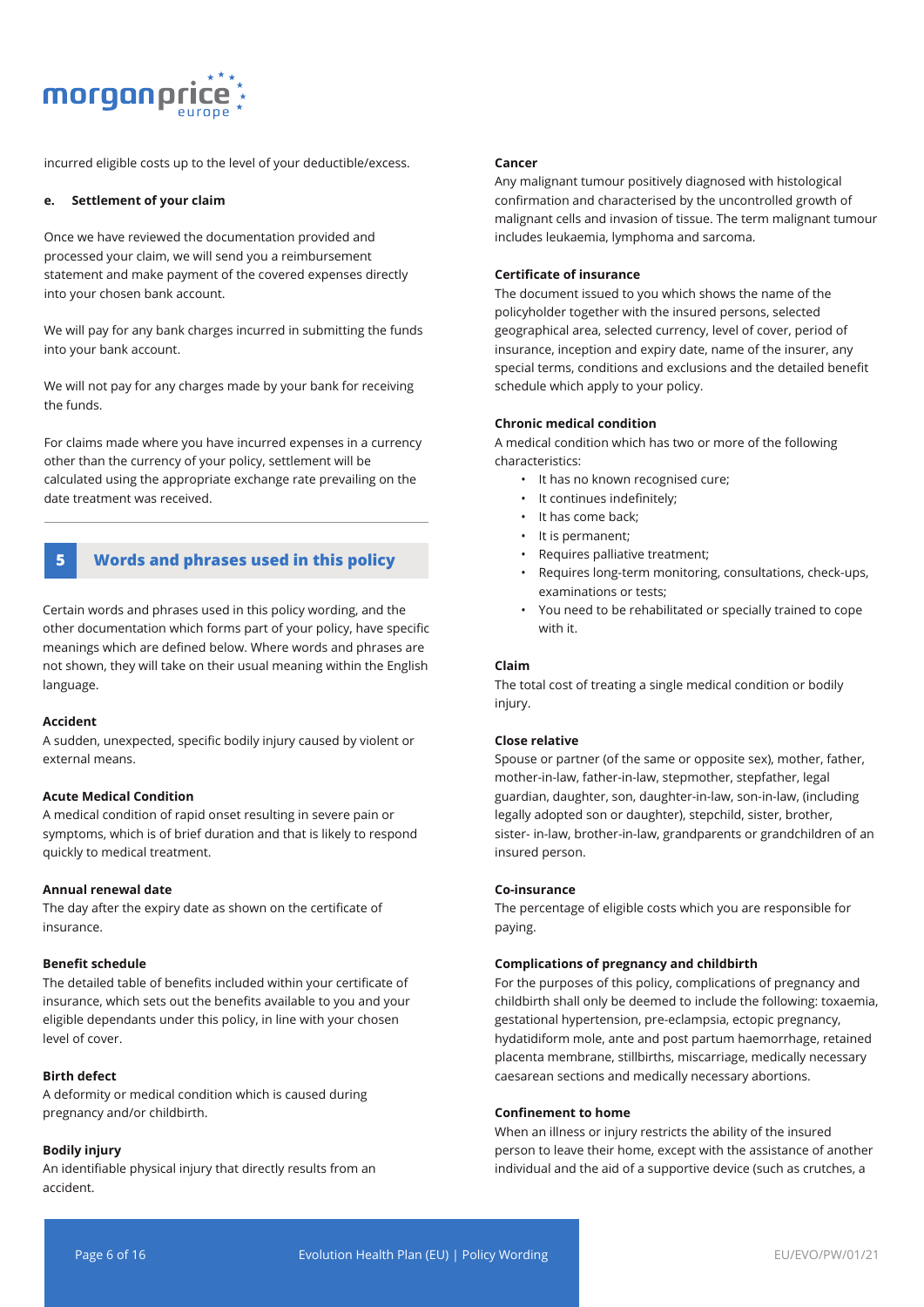incurred eligible costs up to the level of your deductible/excess.

**e. Settlement of your claim**

Once we have reviewed the documentation provided and processed your claim, we will send you a reimbursement statement and make payment of the covered expenses directly into your chosen bank account.

We will pay for any bank charges incurred in submitting the funds into your bank account.

We will not pay for any charges made by your bank for receiving the funds.

For claims made where you have incurred expenses in a currency other than the currency of your policy, settlement will be calculated using the appropriate exchange rate prevailing on the date treatment was received.

## 5 Words and phrases used in this policy

Certain words and phrases used in this policy wording, and the other documentation which forms part of your policy, have specific meanings which are defined below. Where words and phrases are not shown, they will take on their usual meaning within the English language.

**Accident**
A sudden, unexpected, specific bodily injury caused by violent or external means.

**Acute Medical Condition**
A medical condition of rapid onset resulting in severe pain or symptoms, which is of brief duration and that is likely to respond quickly to medical treatment.

**Annual renewal date**
The day after the expiry date as shown on the certificate of insurance.

**Benefit schedule**
The detailed table of benefits included within your certificate of insurance, which sets out the benefits available to you and your eligible dependants under this policy, in line with your chosen level of cover.

**Birth defect**
A deformity or medical condition which is caused during pregnancy and/or childbirth.

**Bodily injury**
An identifiable physical injury that directly results from an accident.

**Cancer**
Any malignant tumour positively diagnosed with histological confirmation and characterised by the uncontrolled growth of malignant cells and invasion of tissue. The term malignant tumour includes leukaemia, lymphoma and sarcoma.

**Certificate of insurance**
The document issued to you which shows the name of the policyholder together with the insured persons, selected geographical area, selected currency, level of cover, period of insurance, inception and expiry date, name of the insurer, any special terms, conditions and exclusions and the detailed benefit schedule which apply to your policy.

**Chronic medical condition**
A medical condition which has two or more of the following characteristics:

- It has no known recognised cure;
- It continues indefinitely;
- It has come back;
- It is permanent;
- Requires palliative treatment;
- Requires long-term monitoring, consultations, check-ups, examinations or tests;
- You need to be rehabilitated or specially trained to cope with it.

**Claim**
The total cost of treating a single medical condition or bodily injury.

**Close relative**
Spouse or partner (of the same or opposite sex), mother, father, mother-in-law, father-in-law, stepmother, stepfather, legal guardian, daughter, son, daughter-in-law, son-in-law, (including legally adopted son or daughter), stepchild, sister, brother, sister- in-law, brother-in-law, grandparents or grandchildren of an insured person.

**Co-insurance**
The percentage of eligible costs which you are responsible for paying.

**Complications of pregnancy and childbirth**
For the purposes of this policy, complications of pregnancy and childbirth shall only be deemed to include the following: toxaemia, gestational hypertension, pre-eclampsia, ectopic pregnancy, hydatidiform mole, ante and post partum haemorrhage, retained placenta membrane, stillbirths, miscarriage, medically necessary caesarean sections and medically necessary abortions.

**Confinement to home**
When an illness or injury restricts the ability of the insured person to leave their home, except with the assistance of another individual and the aid of a supportive device (such as crutches, a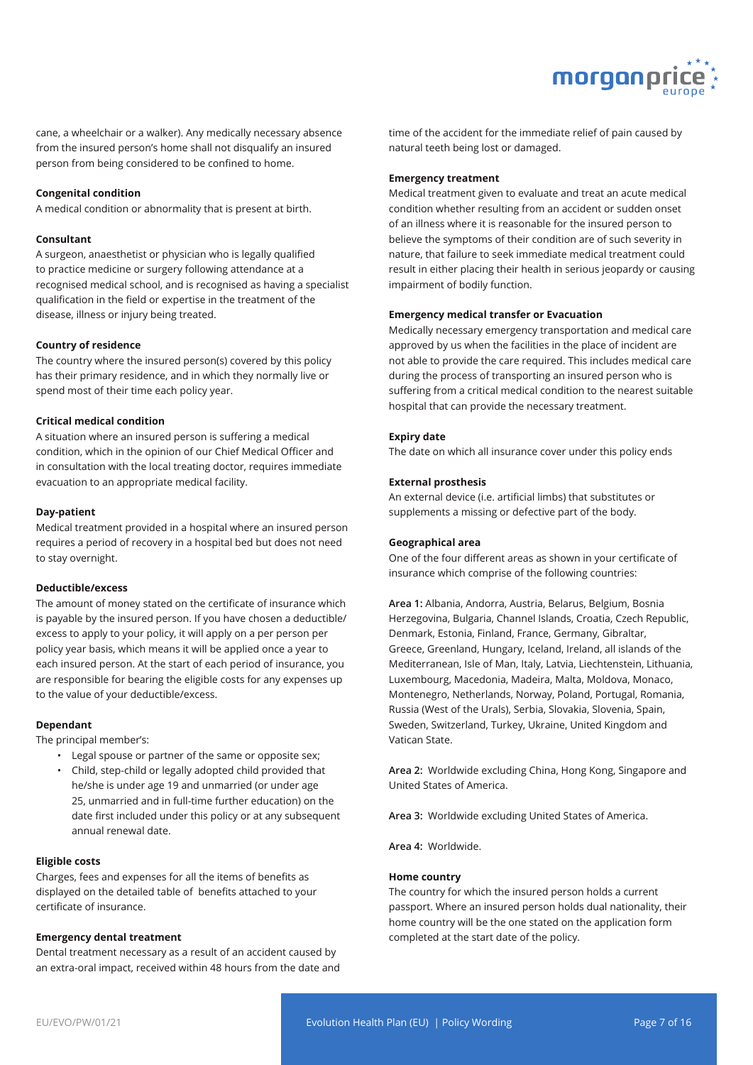cane, a wheelchair or a walker). Any medically necessary absence from the insured person's home shall not disqualify an insured person from being considered to be confined to home.

**Congenital condition**

A medical condition or abnormality that is present at birth.

**Consultant**

A surgeon, anaesthetist or physician who is legally qualified to practice medicine or surgery following attendance at a recognised medical school, and is recognised as having a specialist qualification in the field or expertise in the treatment of the disease, illness or injury being treated.

**Country of residence**

The country where the insured person(s) covered by this policy has their primary residence, and in which they normally live or spend most of their time each policy year.

**Critical medical condition**

A situation where an insured person is suffering a medical condition, which in the opinion of our Chief Medical Officer and in consultation with the local treating doctor, requires immediate evacuation to an appropriate medical facility.

**Day-patient**

Medical treatment provided in a hospital where an insured person requires a period of recovery in a hospital bed but does not need to stay overnight.

**Deductible/excess**

The amount of money stated on the certificate of insurance which is payable by the insured person. If you have chosen a deductible/ excess to apply to your policy, it will apply on a per person per policy year basis, which means it will be applied once a year to each insured person. At the start of each period of insurance, you are responsible for bearing the eligible costs for any expenses up to the value of your deductible/excess.

**Dependant**

The principal member's:

- Legal spouse or partner of the same or opposite sex;
- Child, step-child or legally adopted child provided that he/she is under age 19 and unmarried (or under age 25, unmarried and in full-time further education) on the date first included under this policy or at any subsequent annual renewal date.

**Eligible costs**

Charges, fees and expenses for all the items of benefits as displayed on the detailed table of benefits attached to your certificate of insurance.

**Emergency dental treatment**

Dental treatment necessary as a result of an accident caused by an extra-oral impact, received within 48 hours from the date and time of the accident for the immediate relief of pain caused by natural teeth being lost or damaged.

**Emergency treatment**

Medical treatment given to evaluate and treat an acute medical condition whether resulting from an accident or sudden onset of an illness where it is reasonable for the insured person to believe the symptoms of their condition are of such severity in nature, that failure to seek immediate medical treatment could result in either placing their health in serious jeopardy or causing impairment of bodily function.

**Emergency medical transfer or Evacuation**

Medically necessary emergency transportation and medical care approved by us when the facilities in the place of incident are not able to provide the care required. This includes medical care during the process of transporting an insured person who is suffering from a critical medical condition to the nearest suitable hospital that can provide the necessary treatment.

**Expiry date**

The date on which all insurance cover under this policy ends

**External prosthesis**

An external device (i.e. artificial limbs) that substitutes or supplements a missing or defective part of the body.

**Geographical area**

One of the four different areas as shown in your certificate of insurance which comprise of the following countries:

**Area 1:** Albania, Andorra, Austria, Belarus, Belgium, Bosnia Herzegovina, Bulgaria, Channel Islands, Croatia, Czech Republic, Denmark, Estonia, Finland, France, Germany, Gibraltar, Greece, Greenland, Hungary, Iceland, Ireland, all islands of the Mediterranean, Isle of Man, Italy, Latvia, Liechtenstein, Lithuania, Luxembourg, Macedonia, Madeira, Malta, Moldova, Monaco, Montenegro, Netherlands, Norway, Poland, Portugal, Romania, Russia (West of the Urals), Serbia, Slovakia, Slovenia, Spain, Sweden, Switzerland, Turkey, Ukraine, United Kingdom and Vatican State.

**Area 2:** Worldwide excluding China, Hong Kong, Singapore and United States of America.

**Area 3:** Worldwide excluding United States of America.

**Area 4:** Worldwide.

**Home country**

The country for which the insured person holds a current passport. Where an insured person holds dual nationality, their home country will be the one stated on the application form completed at the start date of the policy.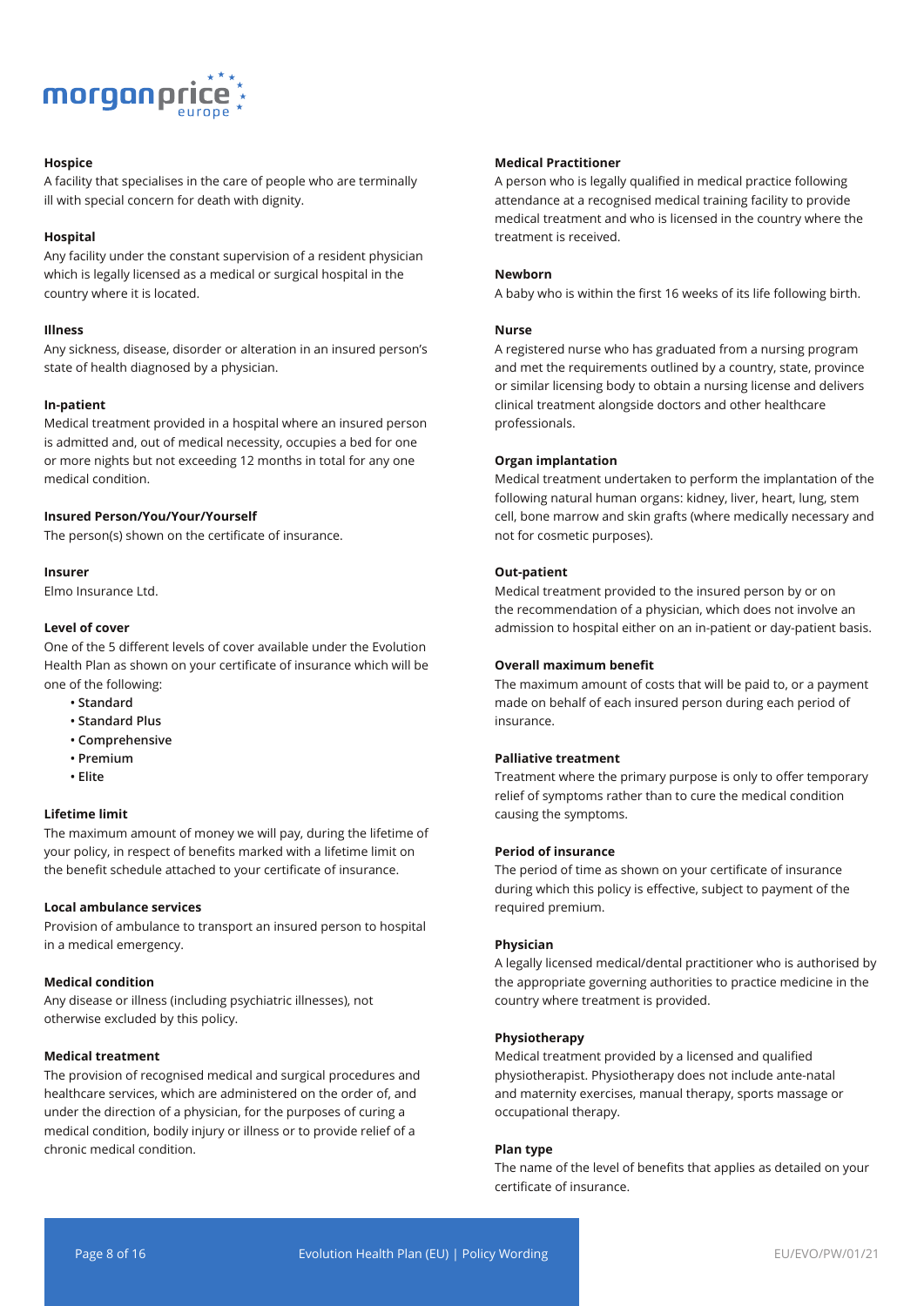**Hospice**

A facility that specialises in the care of people who are terminally ill with special concern for death with dignity.

**Hospital**

Any facility under the constant supervision of a resident physician which is legally licensed as a medical or surgical hospital in the country where it is located.

**Illness**

Any sickness, disease, disorder or alteration in an insured person's state of health diagnosed by a physician.

**In-patient**

Medical treatment provided in a hospital where an insured person is admitted and, out of medical necessity, occupies a bed for one or more nights but not exceeding 12 months in total for any one medical condition.

**Insured Person/You/Your/Yourself**

The person(s) shown on the certificate of insurance.

**Insurer**

Elmo Insurance Ltd.

**Level of cover**

One of the 5 different levels of cover available under the Evolution Health Plan as shown on your certificate of insurance which will be one of the following:

- Standard
- Standard Plus
- Comprehensive
- Premium
- Elite

**Lifetime limit**

The maximum amount of money we will pay, during the lifetime of your policy, in respect of benefits marked with a lifetime limit on the benefit schedule attached to your certificate of insurance.

**Local ambulance services**

Provision of ambulance to transport an insured person to hospital in a medical emergency.

**Medical condition**

Any disease or illness (including psychiatric illnesses), not otherwise excluded by this policy.

**Medical treatment**

The provision of recognised medical and surgical procedures and healthcare services, which are administered on the order of, and under the direction of a physician, for the purposes of curing a medical condition, bodily injury or illness or to provide relief of a chronic medical condition.

**Medical Practitioner**

A person who is legally qualified in medical practice following attendance at a recognised medical training facility to provide medical treatment and who is licensed in the country where the treatment is received.

**Newborn**

A baby who is within the first 16 weeks of its life following birth.

**Nurse**

A registered nurse who has graduated from a nursing program and met the requirements outlined by a country, state, province or similar licensing body to obtain a nursing license and delivers clinical treatment alongside doctors and other healthcare professionals.

**Organ implantation**

Medical treatment undertaken to perform the implantation of the following natural human organs: kidney, liver, heart, lung, stem cell, bone marrow and skin grafts (where medically necessary and not for cosmetic purposes).

**Out-patient**

Medical treatment provided to the insured person by or on the recommendation of a physician, which does not involve an admission to hospital either on an in-patient or day-patient basis.

**Overall maximum benefit**

The maximum amount of costs that will be paid to, or a payment made on behalf of each insured person during each period of insurance.

**Palliative treatment**

Treatment where the primary purpose is only to offer temporary relief of symptoms rather than to cure the medical condition causing the symptoms.

**Period of insurance**

The period of time as shown on your certificate of insurance during which this policy is effective, subject to payment of the required premium.

**Physician**

A legally licensed medical/dental practitioner who is authorised by the appropriate governing authorities to practice medicine in the country where treatment is provided.

**Physiotherapy**

Medical treatment provided by a licensed and qualified physiotherapist. Physiotherapy does not include ante-natal and maternity exercises, manual therapy, sports massage or occupational therapy.

**Plan type**

The name of the level of benefits that applies as detailed on your certificate of insurance.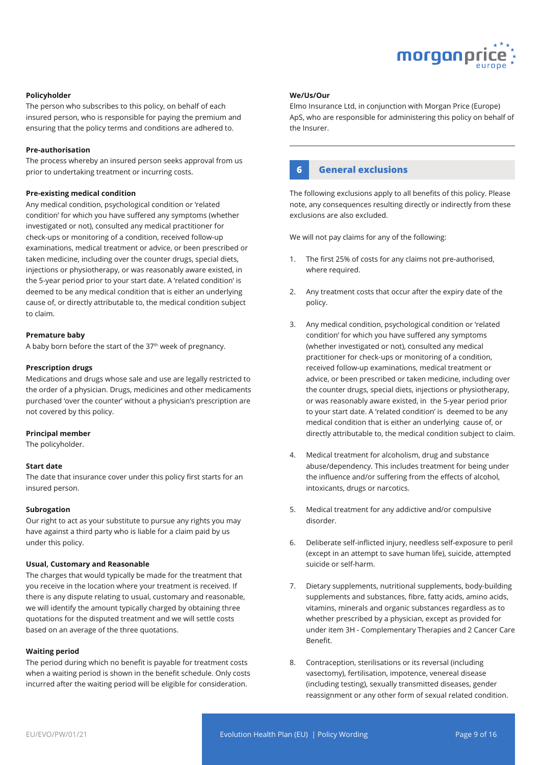**Policyholder**

The person who subscribes to this policy, on behalf of each insured person, who is responsible for paying the premium and ensuring that the policy terms and conditions are adhered to.

**Pre-authorisation**

The process whereby an insured person seeks approval from us prior to undertaking treatment or incurring costs.

**Pre-existing medical condition**

Any medical condition, psychological condition or 'related condition' for which you have suffered any symptoms (whether investigated or not), consulted any medical practitioner for check-ups or monitoring of a condition, received follow-up examinations, medical treatment or advice, or been prescribed or taken medicine, including over the counter drugs, special diets, injections or physiotherapy, or was reasonably aware existed, in the 5-year period prior to your start date. A 'related condition' is deemed to be any medical condition that is either an underlying cause of, or directly attributable to, the medical condition subject to claim.

**Premature baby**

A baby born before the start of the 37th week of pregnancy.

**Prescription drugs**

Medications and drugs whose sale and use are legally restricted to the order of a physician. Drugs, medicines and other medicaments purchased 'over the counter' without a physician's prescription are not covered by this policy.

**Principal member**

The policyholder.

**Start date**

The date that insurance cover under this policy first starts for an insured person.

**Subrogation**

Our right to act as your substitute to pursue any rights you may have against a third party who is liable for a claim paid by us under this policy.

**Usual, Customary and Reasonable**

The charges that would typically be made for the treatment that you receive in the location where your treatment is received. If there is any dispute relating to usual, customary and reasonable, we will identify the amount typically charged by obtaining three quotations for the disputed treatment and we will settle costs based on an average of the three quotations.

**Waiting period**

The period during which no benefit is payable for treatment costs when a waiting period is shown in the benefit schedule. Only costs incurred after the waiting period will be eligible for consideration.

**We/Us/Our**

Elmo Insurance Ltd, in conjunction with Morgan Price (Europe) ApS, who are responsible for administering this policy on behalf of the Insurer.

## 6 General exclusions

The following exclusions apply to all benefits of this policy. Please note, any consequences resulting directly or indirectly from these exclusions are also excluded.

We will not pay claims for any of the following:

1. The first 25% of costs for any claims not pre-authorised, where required.
2. Any treatment costs that occur after the expiry date of the policy.
3. Any medical condition, psychological condition or 'related condition' for which you have suffered any symptoms (whether investigated or not), consulted any medical practitioner for check-ups or monitoring of a condition, received follow-up examinations, medical treatment or advice, or been prescribed or taken medicine, including over the counter drugs, special diets, injections or physiotherapy, or was reasonably aware existed, in the 5-year period prior to your start date. A 'related condition' is deemed to be any medical condition that is either an underlying cause of, or directly attributable to, the medical condition subject to claim.
4. Medical treatment for alcoholism, drug and substance abuse/dependency. This includes treatment for being under the influence and/or suffering from the effects of alcohol, intoxicants, drugs or narcotics.
5. Medical treatment for any addictive and/or compulsive disorder.
6. Deliberate self-inflicted injury, needless self-exposure to peril (except in an attempt to save human life), suicide, attempted suicide or self-harm.
7. Dietary supplements, nutritional supplements, body-building supplements and substances, fibre, fatty acids, amino acids, vitamins, minerals and organic substances regardless as to whether prescribed by a physician, except as provided for under item 3H - Complementary Therapies and 2 Cancer Care Benefit.
8. Contraception, sterilisations or its reversal (including vasectomy), fertilisation, impotence, venereal disease (including testing), sexually transmitted diseases, gender reassignment or any other form of sexual related condition.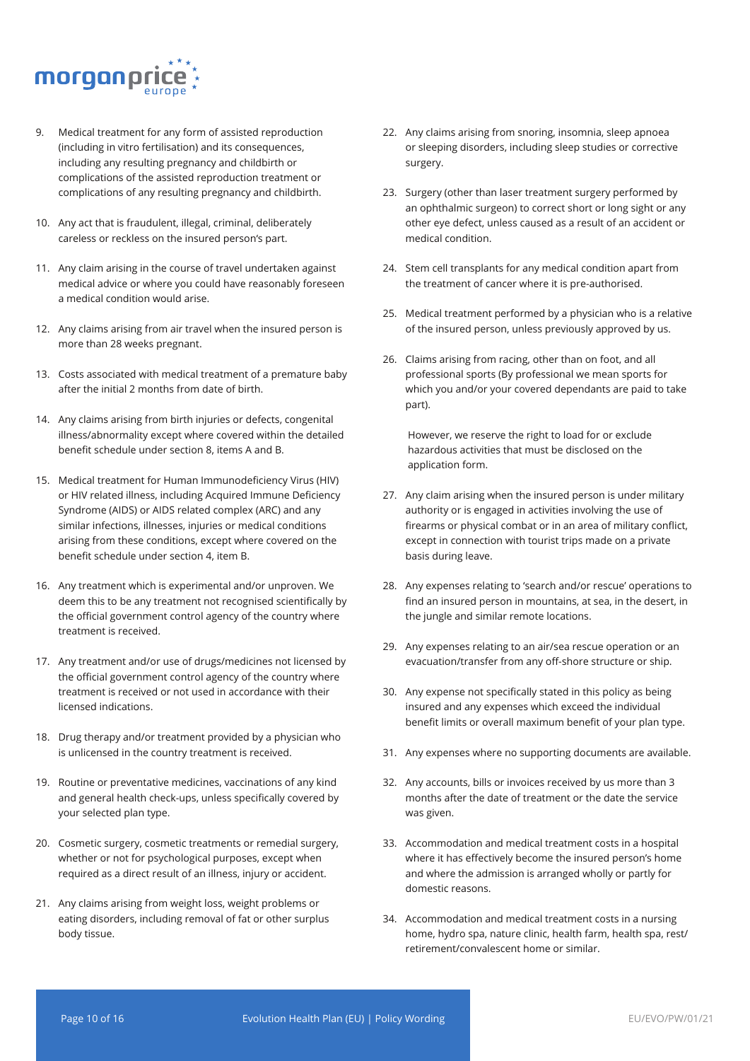9. Medical treatment for any form of assisted reproduction (including in vitro fertilisation) and its consequences, including any resulting pregnancy and childbirth or complications of the assisted reproduction treatment or complications of any resulting pregnancy and childbirth.

10. Any act that is fraudulent, illegal, criminal, deliberately careless or reckless on the insured person's part.

11. Any claim arising in the course of travel undertaken against medical advice or where you could have reasonably foreseen a medical condition would arise.

12. Any claims arising from air travel when the insured person is more than 28 weeks pregnant.

13. Costs associated with medical treatment of a premature baby after the initial 2 months from date of birth.

14. Any claims arising from birth injuries or defects, congenital illness/abnormality except where covered within the detailed benefit schedule under section 8, items A and B.

15. Medical treatment for Human Immunodeficiency Virus (HIV) or HIV related illness, including Acquired Immune Deficiency Syndrome (AIDS) or AIDS related complex (ARC) and any similar infections, illnesses, injuries or medical conditions arising from these conditions, except where covered on the benefit schedule under section 4, item B.

16. Any treatment which is experimental and/or unproven. We deem this to be any treatment not recognised scientifically by the official government control agency of the country where treatment is received.

17. Any treatment and/or use of drugs/medicines not licensed by the official government control agency of the country where treatment is received or not used in accordance with their licensed indications.

18. Drug therapy and/or treatment provided by a physician who is unlicensed in the country treatment is received.

19. Routine or preventative medicines, vaccinations of any kind and general health check-ups, unless specifically covered by your selected plan type.

20. Cosmetic surgery, cosmetic treatments or remedial surgery, whether or not for psychological purposes, except when required as a direct result of an illness, injury or accident.

21. Any claims arising from weight loss, weight problems or eating disorders, including removal of fat or other surplus body tissue.

22. Any claims arising from snoring, insomnia, sleep apnoea or sleeping disorders, including sleep studies or corrective surgery.

23. Surgery (other than laser treatment surgery performed by an ophthalmic surgeon) to correct short or long sight or any other eye defect, unless caused as a result of an accident or medical condition.

24. Stem cell transplants for any medical condition apart from the treatment of cancer where it is pre-authorised.

25. Medical treatment performed by a physician who is a relative of the insured person, unless previously approved by us.

26. Claims arising from racing, other than on foot, and all professional sports (By professional we mean sports for which you and/or your covered dependants are paid to take part).

    However, we reserve the right to load for or exclude hazardous activities that must be disclosed on the application form.

27. Any claim arising when the insured person is under military authority or is engaged in activities involving the use of firearms or physical combat or in an area of military conflict, except in connection with tourist trips made on a private basis during leave.

28. Any expenses relating to 'search and/or rescue' operations to find an insured person in mountains, at sea, in the desert, in the jungle and similar remote locations.

29. Any expenses relating to an air/sea rescue operation or an evacuation/transfer from any off-shore structure or ship.

30. Any expense not specifically stated in this policy as being insured and any expenses which exceed the individual benefit limits or overall maximum benefit of your plan type.

31. Any expenses where no supporting documents are available.

32. Any accounts, bills or invoices received by us more than 3 months after the date of treatment or the date the service was given.

33. Accommodation and medical treatment costs in a hospital where it has effectively become the insured person's home and where the admission is arranged wholly or partly for domestic reasons.

34. Accommodation and medical treatment costs in a nursing home, hydro spa, nature clinic, health farm, health spa, rest/retirement/convalescent home or similar.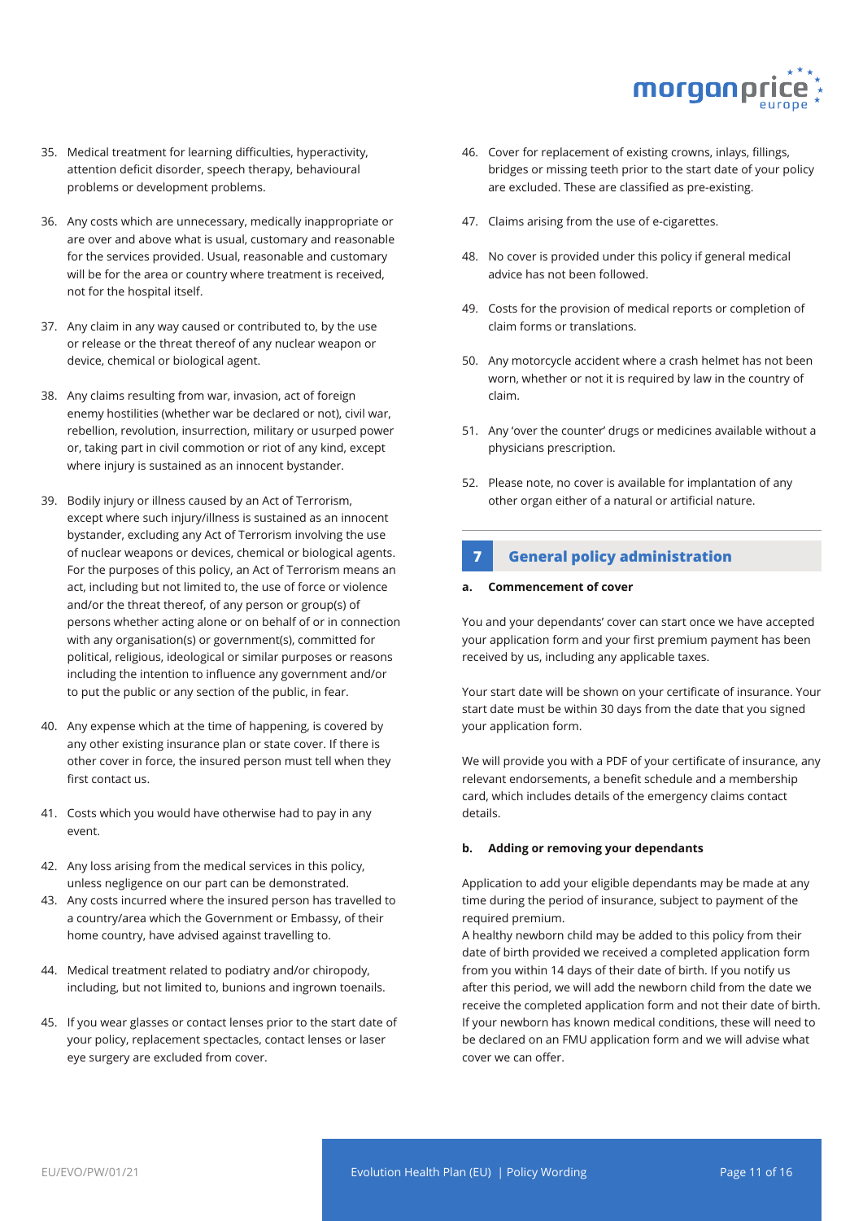35. Medical treatment for learning difficulties, hyperactivity, attention deficit disorder, speech therapy, behavioural problems or development problems.

36. Any costs which are unnecessary, medically inappropriate or are over and above what is usual, customary and reasonable for the services provided. Usual, reasonable and customary will be for the area or country where treatment is received, not for the hospital itself.

37. Any claim in any way caused or contributed to, by the use or release or the threat thereof of any nuclear weapon or device, chemical or biological agent.

38. Any claims resulting from war, invasion, act of foreign enemy hostilities (whether war be declared or not), civil war, rebellion, revolution, insurrection, military or usurped power or, taking part in civil commotion or riot of any kind, except where injury is sustained as an innocent bystander.

39. Bodily injury or illness caused by an Act of Terrorism, except where such injury/illness is sustained as an innocent bystander, excluding any Act of Terrorism involving the use of nuclear weapons or devices, chemical or biological agents. For the purposes of this policy, an Act of Terrorism means an act, including but not limited to, the use of force or violence and/or the threat thereof, of any person or group(s) of persons whether acting alone or on behalf of or in connection with any organisation(s) or government(s), committed for political, religious, ideological or similar purposes or reasons including the intention to influence any government and/or to put the public or any section of the public, in fear.

40. Any expense which at the time of happening, is covered by any other existing insurance plan or state cover. If there is other cover in force, the insured person must tell when they first contact us.

41. Costs which you would have otherwise had to pay in any event.

42. Any loss arising from the medical services in this policy, unless negligence on our part can be demonstrated.

43. Any costs incurred where the insured person has travelled to a country/area which the Government or Embassy, of their home country, have advised against travelling to.

44. Medical treatment related to podiatry and/or chiropody, including, but not limited to, bunions and ingrown toenails.

45. If you wear glasses or contact lenses prior to the start date of your policy, replacement spectacles, contact lenses or laser eye surgery are excluded from cover.

46. Cover for replacement of existing crowns, inlays, fillings, bridges or missing teeth prior to the start date of your policy are excluded. These are classified as pre-existing.

47. Claims arising from the use of e-cigarettes.

48. No cover is provided under this policy if general medical advice has not been followed.

49. Costs for the provision of medical reports or completion of claim forms or translations.

50. Any motorcycle accident where a crash helmet has not been worn, whether or not it is required by law in the country of claim.

51. Any 'over the counter' drugs or medicines available without a physicians prescription.

52. Please note, no cover is available for implantation of any other organ either of a natural or artificial nature.

## 7 General policy administration

**a. Commencement of cover**

You and your dependants' cover can start once we have accepted your application form and your first premium payment has been received by us, including any applicable taxes.

Your start date will be shown on your certificate of insurance. Your start date must be within 30 days from the date that you signed your application form.

We will provide you with a PDF of your certificate of insurance, any relevant endorsements, a benefit schedule and a membership card, which includes details of the emergency claims contact details.

**b. Adding or removing your dependants**

Application to add your eligible dependants may be made at any time during the period of insurance, subject to payment of the required premium.

A healthy newborn child may be added to this policy from their date of birth provided we received a completed application form from you within 14 days of their date of birth. If you notify us after this period, we will add the newborn child from the date we receive the completed application form and not their date of birth. If your newborn has known medical conditions, these will need to be declared on an FMU application form and we will advise what cover we can offer.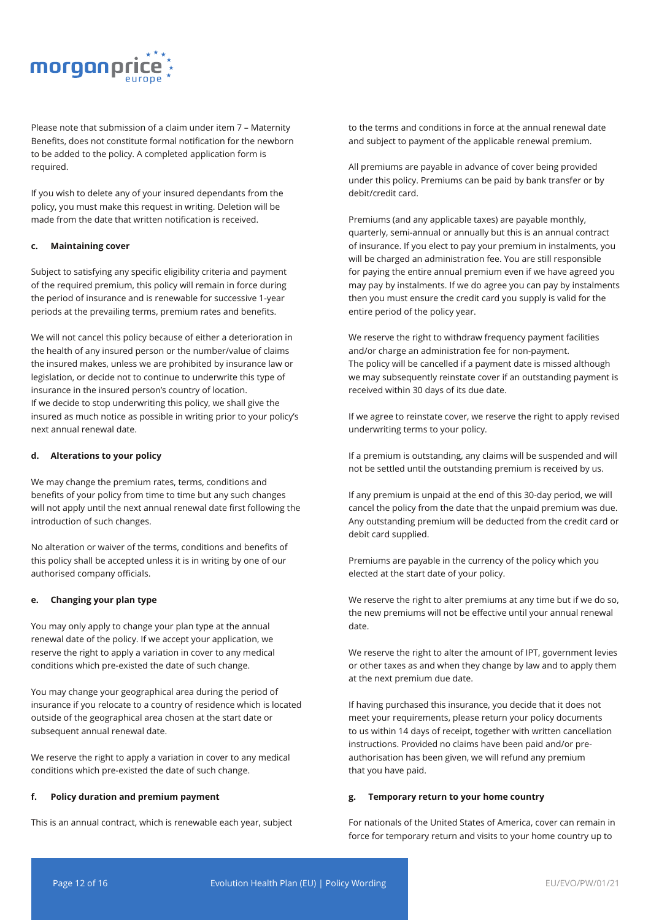Please note that submission of a claim under item 7 – Maternity Benefits, does not constitute formal notification for the newborn to be added to the policy. A completed application form is required.

If you wish to delete any of your insured dependants from the policy, you must make this request in writing. Deletion will be made from the date that written notification is received.

#### c. Maintaining cover

Subject to satisfying any specific eligibility criteria and payment of the required premium, this policy will remain in force during the period of insurance and is renewable for successive 1-year periods at the prevailing terms, premium rates and benefits.

We will not cancel this policy because of either a deterioration in the health of any insured person or the number/value of claims the insured makes, unless we are prohibited by insurance law or legislation, or decide not to continue to underwrite this type of insurance in the insured person's country of location.
If we decide to stop underwriting this policy, we shall give the insured as much notice as possible in writing prior to your policy's next annual renewal date.

#### d. Alterations to your policy

We may change the premium rates, terms, conditions and benefits of your policy from time to time but any such changes will not apply until the next annual renewal date first following the introduction of such changes.

No alteration or waiver of the terms, conditions and benefits of this policy shall be accepted unless it is in writing by one of our authorised company officials.

#### e. Changing your plan type

You may only apply to change your plan type at the annual renewal date of the policy. If we accept your application, we reserve the right to apply a variation in cover to any medical conditions which pre-existed the date of such change.

You may change your geographical area during the period of insurance if you relocate to a country of residence which is located outside of the geographical area chosen at the start date or subsequent annual renewal date.

We reserve the right to apply a variation in cover to any medical conditions which pre-existed the date of such change.

#### f. Policy duration and premium payment

This is an annual contract, which is renewable each year, subject to the terms and conditions in force at the annual renewal date and subject to payment of the applicable renewal premium.

All premiums are payable in advance of cover being provided under this policy. Premiums can be paid by bank transfer or by debit/credit card.

Premiums (and any applicable taxes) are payable monthly, quarterly, semi-annual or annually but this is an annual contract of insurance. If you elect to pay your premium in instalments, you will be charged an administration fee. You are still responsible for paying the entire annual premium even if we have agreed you may pay by instalments. If we do agree you can pay by instalments then you must ensure the credit card you supply is valid for the entire period of the policy year.

We reserve the right to withdraw frequency payment facilities and/or charge an administration fee for non-payment.
The policy will be cancelled if a payment date is missed although we may subsequently reinstate cover if an outstanding payment is received within 30 days of its due date.

If we agree to reinstate cover, we reserve the right to apply revised underwriting terms to your policy.

If a premium is outstanding, any claims will be suspended and will not be settled until the outstanding premium is received by us.

If any premium is unpaid at the end of this 30-day period, we will cancel the policy from the date that the unpaid premium was due. Any outstanding premium will be deducted from the credit card or debit card supplied.

Premiums are payable in the currency of the policy which you elected at the start date of your policy.

We reserve the right to alter premiums at any time but if we do so, the new premiums will not be effective until your annual renewal date.

We reserve the right to alter the amount of IPT, government levies or other taxes as and when they change by law and to apply them at the next premium due date.

If having purchased this insurance, you decide that it does not meet your requirements, please return your policy documents to us within 14 days of receipt, together with written cancellation instructions. Provided no claims have been paid and/or pre-authorisation has been given, we will refund any premium that you have paid.

#### g. Temporary return to your home country

For nationals of the United States of America, cover can remain in force for temporary return and visits to your home country up to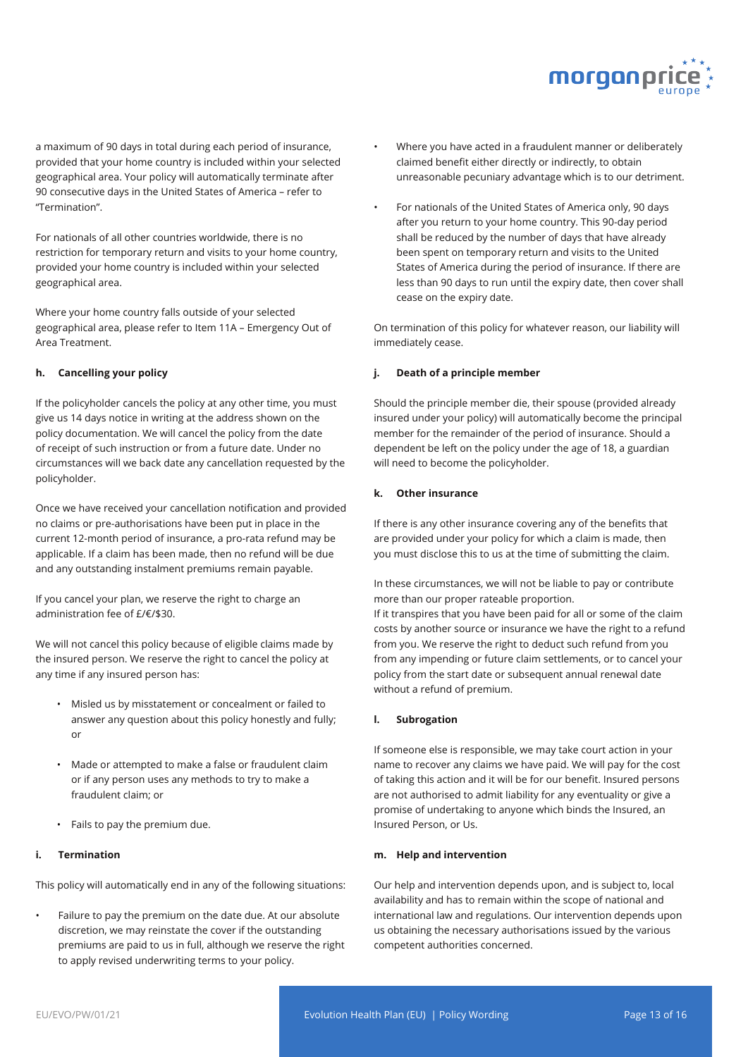a maximum of 90 days in total during each period of insurance, provided that your home country is included within your selected geographical area. Your policy will automatically terminate after 90 consecutive days in the United States of America – refer to "Termination".

For nationals of all other countries worldwide, there is no restriction for temporary return and visits to your home country, provided your home country is included within your selected geographical area.

Where your home country falls outside of your selected geographical area, please refer to Item 11A – Emergency Out of Area Treatment.

#### h. Cancelling your policy

If the policyholder cancels the policy at any other time, you must give us 14 days notice in writing at the address shown on the policy documentation. We will cancel the policy from the date of receipt of such instruction or from a future date. Under no circumstances will we back date any cancellation requested by the policyholder.

Once we have received your cancellation notification and provided no claims or pre-authorisations have been put in place in the current 12-month period of insurance, a pro-rata refund may be applicable. If a claim has been made, then no refund will be due and any outstanding instalment premiums remain payable.

If you cancel your plan, we reserve the right to charge an administration fee of £/€/$30.

We will not cancel this policy because of eligible claims made by the insured person. We reserve the right to cancel the policy at any time if any insured person has:

- Misled us by misstatement or concealment or failed to answer any question about this policy honestly and fully; or
- Made or attempted to make a false or fraudulent claim or if any person uses any methods to try to make a fraudulent claim; or
- Fails to pay the premium due.

#### i. Termination

This policy will automatically end in any of the following situations:

- Failure to pay the premium on the date due. At our absolute discretion, we may reinstate the cover if the outstanding premiums are paid to us in full, although we reserve the right to apply revised underwriting terms to your policy.
- Where you have acted in a fraudulent manner or deliberately claimed benefit either directly or indirectly, to obtain unreasonable pecuniary advantage which is to our detriment.
- For nationals of the United States of America only, 90 days after you return to your home country. This 90-day period shall be reduced by the number of days that have already been spent on temporary return and visits to the United States of America during the period of insurance. If there are less than 90 days to run until the expiry date, then cover shall cease on the expiry date.

On termination of this policy for whatever reason, our liability will immediately cease.

#### j. Death of a principle member

Should the principle member die, their spouse (provided already insured under your policy) will automatically become the principal member for the remainder of the period of insurance. Should a dependent be left on the policy under the age of 18, a guardian will need to become the policyholder.

#### k. Other insurance

If there is any other insurance covering any of the benefits that are provided under your policy for which a claim is made, then you must disclose this to us at the time of submitting the claim.

In these circumstances, we will not be liable to pay or contribute more than our proper rateable proportion.
If it transpires that you have been paid for all or some of the claim costs by another source or insurance we have the right to a refund from you. We reserve the right to deduct such refund from you from any impending or future claim settlements, or to cancel your policy from the start date or subsequent annual renewal date without a refund of premium.

#### l. Subrogation

If someone else is responsible, we may take court action in your name to recover any claims we have paid. We will pay for the cost of taking this action and it will be for our benefit. Insured persons are not authorised to admit liability for any eventuality or give a promise of undertaking to anyone which binds the Insured, an Insured Person, or Us.

#### m. Help and intervention

Our help and intervention depends upon, and is subject to, local availability and has to remain within the scope of national and international law and regulations. Our intervention depends upon us obtaining the necessary authorisations issued by the various competent authorities concerned.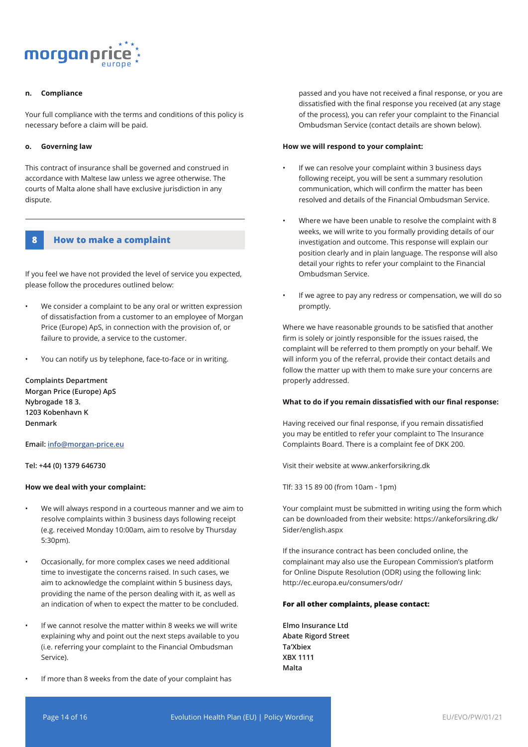**n. Compliance**

Your full compliance with the terms and conditions of this policy is necessary before a claim will be paid.

**o. Governing law**

This contract of insurance shall be governed and construed in accordance with Maltese law unless we agree otherwise. The courts of Malta alone shall have exclusive jurisdiction in any dispute.

## 8 How to make a complaint

If you feel we have not provided the level of service you expected, please follow the procedures outlined below:

- We consider a complaint to be any oral or written expression of dissatisfaction from a customer to an employee of Morgan Price (Europe) ApS, in connection with the provision of, or failure to provide, a service to the customer.
- You can notify us by telephone, face-to-face or in writing.

**Complaints Department**
**Morgan Price (Europe) ApS**
**Nybrogade 18 3.**
**1203 Kobenhavn K**
**Denmark**

**Email:** info@morgan-price.eu

**Tel: +44 (0) 1379 646730**

**How we deal with your complaint:**

- We will always respond in a courteous manner and we aim to resolve complaints within 3 business days following receipt (e.g. received Monday 10:00am, aim to resolve by Thursday 5:30pm).
- Occasionally, for more complex cases we need additional time to investigate the concerns raised. In such cases, we aim to acknowledge the complaint within 5 business days, providing the name of the person dealing with it, as well as an indication of when to expect the matter to be concluded.
- If we cannot resolve the matter within 8 weeks we will write explaining why and point out the next steps available to you (i.e. referring your complaint to the Financial Ombudsman Service).
- If more than 8 weeks from the date of your complaint has passed and you have not received a final response, or you are dissatisfied with the final response you received (at any stage of the process), you can refer your complaint to the Financial Ombudsman Service (contact details are shown below).

**How we will respond to your complaint:**

- If we can resolve your complaint within 3 business days following receipt, you will be sent a summary resolution communication, which will confirm the matter has been resolved and details of the Financial Ombudsman Service.
- Where we have been unable to resolve the complaint with 8 weeks, we will write to you formally providing details of our investigation and outcome. This response will explain our position clearly and in plain language. The response will also detail your rights to refer your complaint to the Financial Ombudsman Service.
- If we agree to pay any redress or compensation, we will do so promptly.

Where we have reasonable grounds to be satisfied that another firm is solely or jointly responsible for the issues raised, the complaint will be referred to them promptly on your behalf. We will inform you of the referral, provide their contact details and follow the matter up with them to make sure your concerns are properly addressed.

**What to do if you remain dissatisfied with our final response:**

Having received our final response, if you remain dissatisfied you may be entitled to refer your complaint to The Insurance Complaints Board. There is a complaint fee of DKK 200.

Visit their website at www.ankerforsikring.dk

Tlf: 33 15 89 00 (from 10am - 1pm)

Your complaint must be submitted in writing using the form which can be downloaded from their website: https://ankeforsikring.dk/Sider/english.aspx

If the insurance contract has been concluded online, the complainant may also use the European Commission's platform for Online Dispute Resolution (ODR) using the following link: http://ec.europa.eu/consumers/odr/

**For all other complaints, please contact:**

**Elmo Insurance Ltd**
**Abate Rigord Street**
**Ta'Xbiex**
**XBX 1111**
**Malta**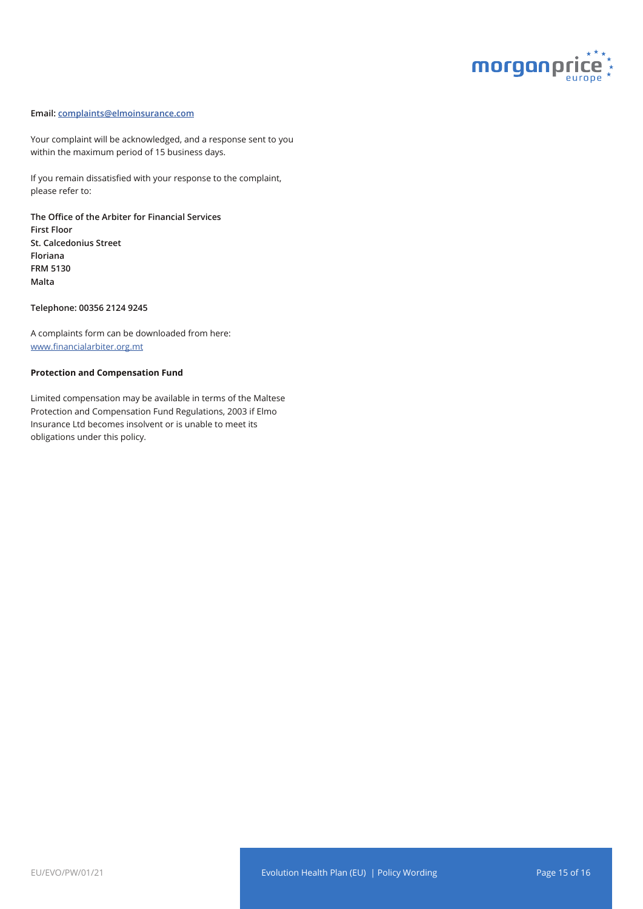**Email:** complaints@elmoinsurance.com

Your complaint will be acknowledged, and a response sent to you within the maximum period of 15 business days.

If you remain dissatisfied with your response to the complaint, please refer to:

**The Office of the Arbiter for Financial Services**
**First Floor**
**St. Calcedonius Street**
**Floriana**
**FRM 5130**
**Malta**

**Telephone: 00356 2124 9245**

A complaints form can be downloaded from here: www.financialarbiter.org.mt

**Protection and Compensation Fund**

Limited compensation may be available in terms of the Maltese Protection and Compensation Fund Regulations, 2003 if Elmo Insurance Ltd becomes insolvent or is unable to meet its obligations under this policy.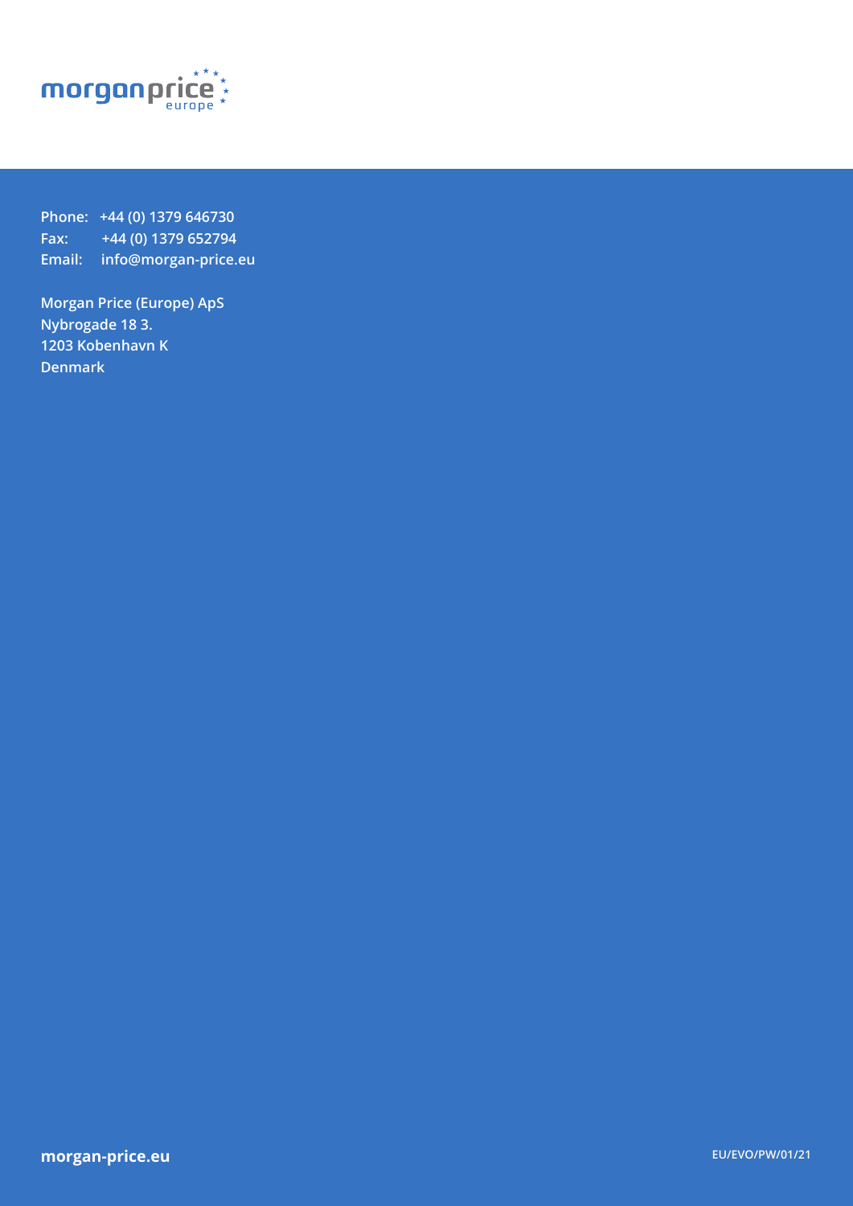morganprice europe

Phone: +44 (0) 1379 646730
Fax: +44 (0) 1379 652794
Email: info@morgan-price.eu

Morgan Price (Europe) ApS
Nybrogade 18 3.
1203 Kobenhavn K
Denmark

morgan-price.eu

EU/EVO/PW/01/21